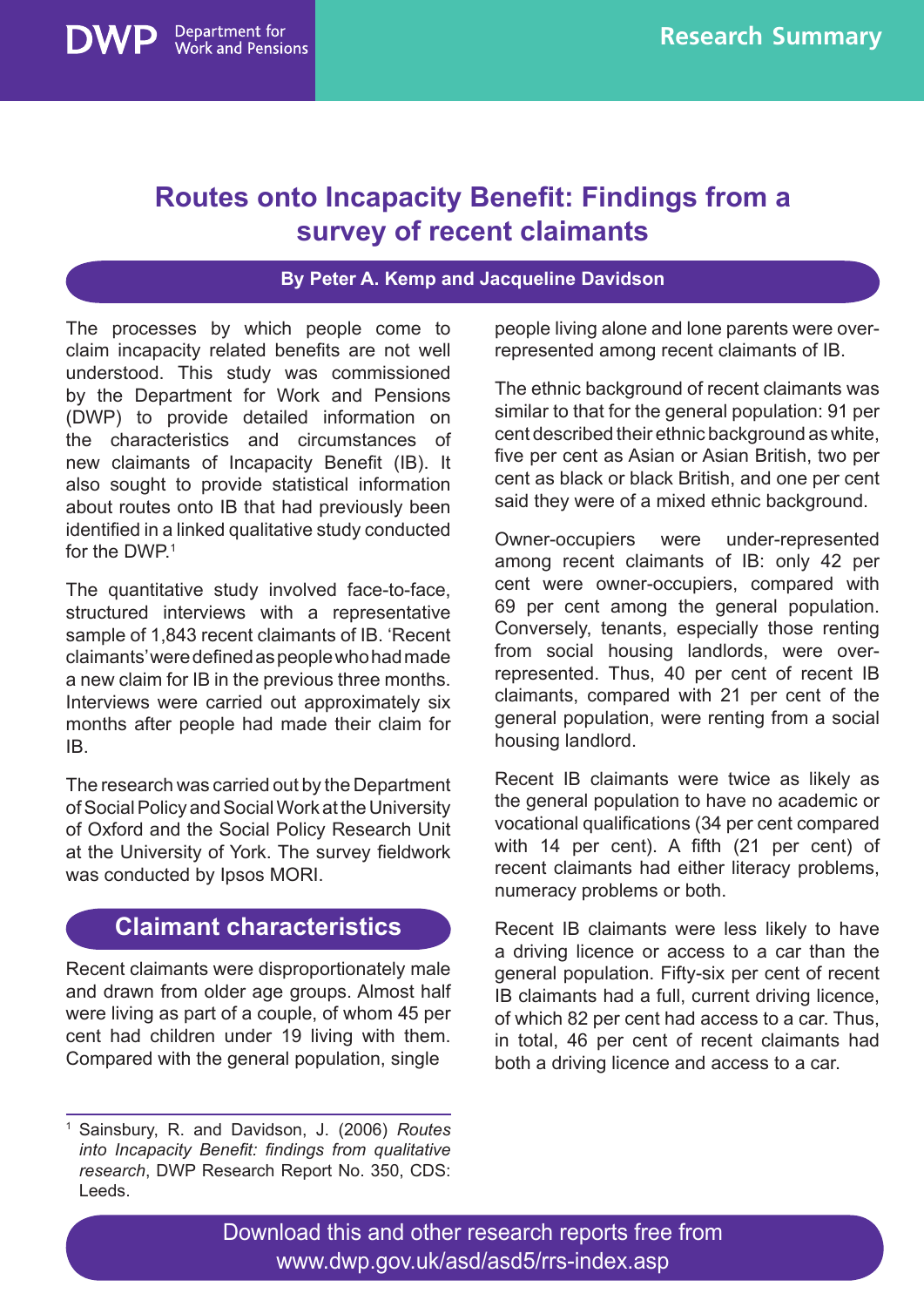DWP Department for Work and Pensions

Research Summary

# Routes onto Incapacity Benefit: Findings from a survey of recent claimants

**By Peter A. Kemp and Jacqueline Davidson**

The processes by which people come to claim incapacity related benefits are not well understood. This study was commissioned by the Department for Work and Pensions (DWP) to provide detailed information on the characteristics and circumstances of new claimants of Incapacity Benefit (IB). It also sought to provide statistical information about routes onto IB that had previously been identified in a linked qualitative study conducted for the DWP.[1]

The quantitative study involved face-to-face, structured interviews with a representative sample of 1,843 recent claimants of IB. 'Recent claimants' were defined as people who had made a new claim for IB in the previous three months. Interviews were carried out approximately six months after people had made their claim for IB.

The research was carried out by the Department of Social Policy and Social Work at the University of Oxford and the Social Policy Research Unit at the University of York. The survey fieldwork was conducted by Ipsos MORI.

## Claimant characteristics

Recent claimants were disproportionately male and drawn from older age groups. Almost half were living as part of a couple, of whom 45 per cent had children under 19 living with them. Compared with the general population, single people living alone and lone parents were over-represented among recent claimants of IB.

The ethnic background of recent claimants was similar to that for the general population: 91 per cent described their ethnic background as white, five per cent as Asian or Asian British, two per cent as black or black British, and one per cent said they were of a mixed ethnic background.

Owner-occupiers were under-represented among recent claimants of IB: only 42 per cent were owner-occupiers, compared with 69 per cent among the general population. Conversely, tenants, especially those renting from social housing landlords, were over-represented. Thus, 40 per cent of recent IB claimants, compared with 21 per cent of the general population, were renting from a social housing landlord.

Recent IB claimants were twice as likely as the general population to have no academic or vocational qualifications (34 per cent compared with 14 per cent). A fifth (21 per cent) of recent claimants had either literacy problems, numeracy problems or both.

Recent IB claimants were less likely to have a driving licence or access to a car than the general population. Fifty-six per cent of recent IB claimants had a full, current driving licence, of which 82 per cent had access to a car. Thus, in total, 46 per cent of recent claimants had both a driving licence and access to a car.

[1] Sainsbury, R. and Davidson, J. (2006) *Routes into Incapacity Benefit: findings from qualitative research*, DWP Research Report No. 350, CDS: Leeds.

Download this and other research reports free from www.dwp.gov.uk/asd/asd5/rrs-index.asp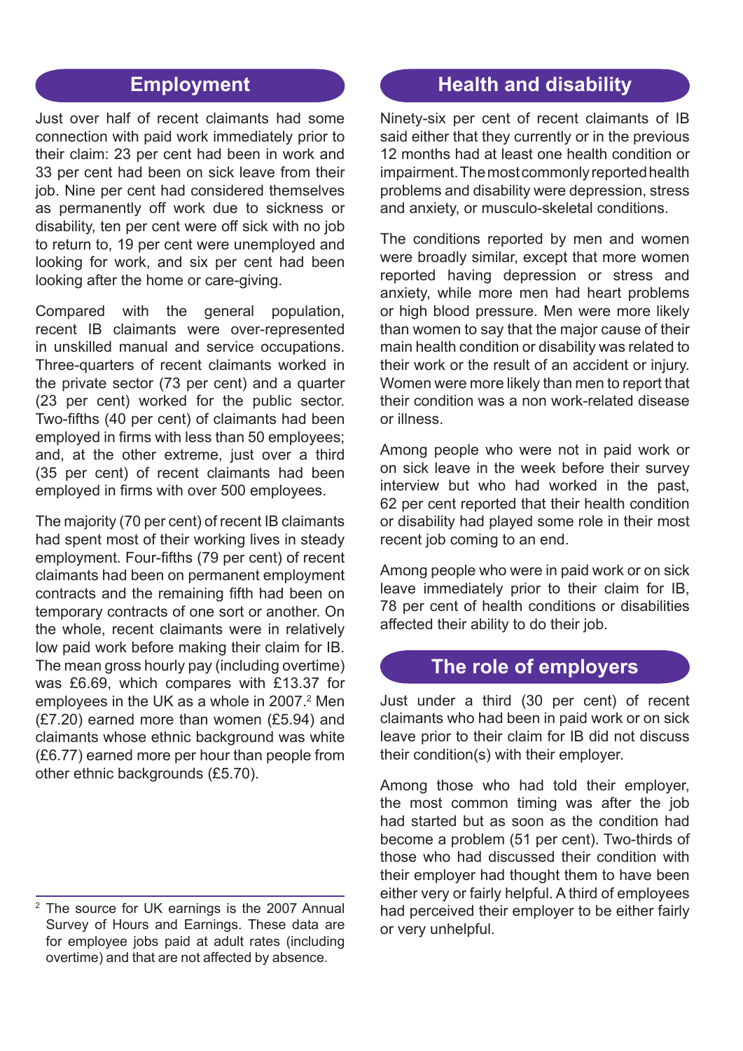## Employment

Just over half of recent claimants had some connection with paid work immediately prior to their claim: 23 per cent had been in work and 33 per cent had been on sick leave from their job. Nine per cent had considered themselves as permanently off work due to sickness or disability, ten per cent were off sick with no job to return to, 19 per cent were unemployed and looking for work, and six per cent had been looking after the home or care-giving.

Compared with the general population, recent IB claimants were over-represented in unskilled manual and service occupations. Three-quarters of recent claimants worked in the private sector (73 per cent) and a quarter (23 per cent) worked for the public sector. Two-fifths (40 per cent) of claimants had been employed in firms with less than 50 employees; and, at the other extreme, just over a third (35 per cent) of recent claimants had been employed in firms with over 500 employees.

The majority (70 per cent) of recent IB claimants had spent most of their working lives in steady employment. Four-fifths (79 per cent) of recent claimants had been on permanent employment contracts and the remaining fifth had been on temporary contracts of one sort or another. On the whole, recent claimants were in relatively low paid work before making their claim for IB. The mean gross hourly pay (including overtime) was £6.69, which compares with £13.37 for employees in the UK as a whole in 2007.[2] Men (£7.20) earned more than women (£5.94) and claimants whose ethnic background was white (£6.77) earned more per hour than people from other ethnic backgrounds (£5.70).

[2] The source for UK earnings is the 2007 Annual Survey of Hours and Earnings. These data are for employee jobs paid at adult rates (including overtime) and that are not affected by absence.

## Health and disability

Ninety-six per cent of recent claimants of IB said either that they currently or in the previous 12 months had at least one health condition or impairment. The most commonly reported health problems and disability were depression, stress and anxiety, or musculo-skeletal conditions.

The conditions reported by men and women were broadly similar, except that more women reported having depression or stress and anxiety, while more men had heart problems or high blood pressure. Men were more likely than women to say that the major cause of their main health condition or disability was related to their work or the result of an accident or injury. Women were more likely than men to report that their condition was a non work-related disease or illness.

Among people who were not in paid work or on sick leave in the week before their survey interview but who had worked in the past, 62 per cent reported that their health condition or disability had played some role in their most recent job coming to an end.

Among people who were in paid work or on sick leave immediately prior to their claim for IB, 78 per cent of health conditions or disabilities affected their ability to do their job.

## The role of employers

Just under a third (30 per cent) of recent claimants who had been in paid work or on sick leave prior to their claim for IB did not discuss their condition(s) with their employer.

Among those who had told their employer, the most common timing was after the job had started but as soon as the condition had become a problem (51 per cent). Two-thirds of those who had discussed their condition with their employer had thought them to have been either very or fairly helpful. A third of employees had perceived their employer to be either fairly or very unhelpful.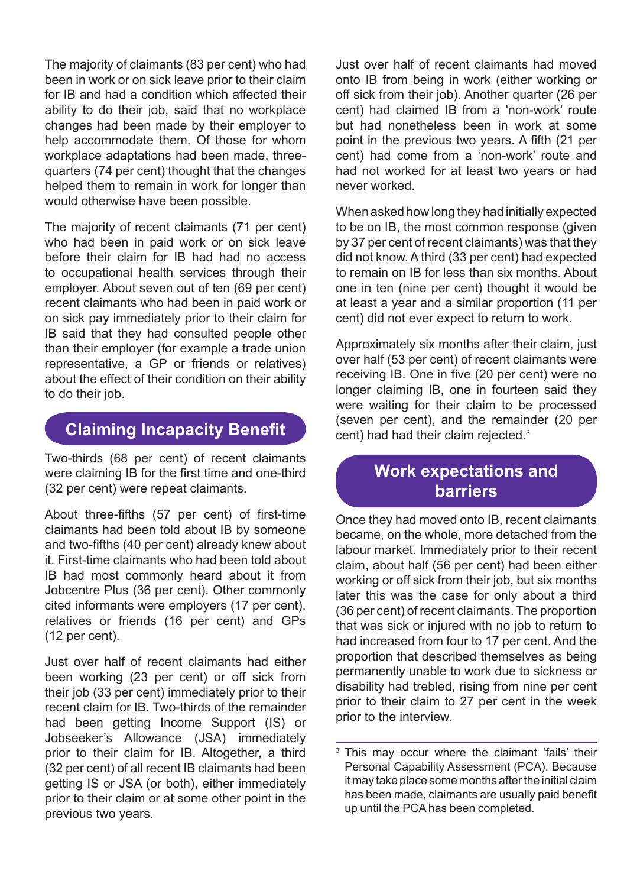The majority of claimants (83 per cent) who had been in work or on sick leave prior to their claim for IB and had a condition which affected their ability to do their job, said that no workplace changes had been made by their employer to help accommodate them. Of those for whom workplace adaptations had been made, three-quarters (74 per cent) thought that the changes helped them to remain in work for longer than would otherwise have been possible.

The majority of recent claimants (71 per cent) who had been in paid work or on sick leave before their claim for IB had had no access to occupational health services through their employer. About seven out of ten (69 per cent) recent claimants who had been in paid work or on sick pay immediately prior to their claim for IB said that they had consulted people other than their employer (for example a trade union representative, a GP or friends or relatives) about the effect of their condition on their ability to do their job.

## Claiming Incapacity Benefit

Two-thirds (68 per cent) of recent claimants were claiming IB for the first time and one-third (32 per cent) were repeat claimants.

About three-fifths (57 per cent) of first-time claimants had been told about IB by someone and two-fifths (40 per cent) already knew about it. First-time claimants who had been told about IB had most commonly heard about it from Jobcentre Plus (36 per cent). Other commonly cited informants were employers (17 per cent), relatives or friends (16 per cent) and GPs (12 per cent).

Just over half of recent claimants had either been working (23 per cent) or off sick from their job (33 per cent) immediately prior to their recent claim for IB. Two-thirds of the remainder had been getting Income Support (IS) or Jobseeker's Allowance (JSA) immediately prior to their claim for IB. Altogether, a third (32 per cent) of all recent IB claimants had been getting IS or JSA (or both), either immediately prior to their claim or at some other point in the previous two years.

Just over half of recent claimants had moved onto IB from being in work (either working or off sick from their job). Another quarter (26 per cent) had claimed IB from a 'non-work' route but had nonetheless been in work at some point in the previous two years. A fifth (21 per cent) had come from a 'non-work' route and had not worked for at least two years or had never worked.

When asked how long they had initially expected to be on IB, the most common response (given by 37 per cent of recent claimants) was that they did not know. A third (33 per cent) had expected to remain on IB for less than six months. About one in ten (nine per cent) thought it would be at least a year and a similar proportion (11 per cent) did not ever expect to return to work.

Approximately six months after their claim, just over half (53 per cent) of recent claimants were receiving IB. One in five (20 per cent) were no longer claiming IB, one in fourteen said they were waiting for their claim to be processed (seven per cent), and the remainder (20 per cent) had had their claim rejected.[3]

## Work expectations and barriers

Once they had moved onto IB, recent claimants became, on the whole, more detached from the labour market. Immediately prior to their recent claim, about half (56 per cent) had been either working or off sick from their job, but six months later this was the case for only about a third (36 per cent) of recent claimants. The proportion that was sick or injured with no job to return to had increased from four to 17 per cent. And the proportion that described themselves as being permanently unable to work due to sickness or disability had trebled, rising from nine per cent prior to their claim to 27 per cent in the week prior to the interview.

[3] This may occur where the claimant 'fails' their Personal Capability Assessment (PCA). Because it may take place some months after the initial claim has been made, claimants are usually paid benefit up until the PCA has been completed.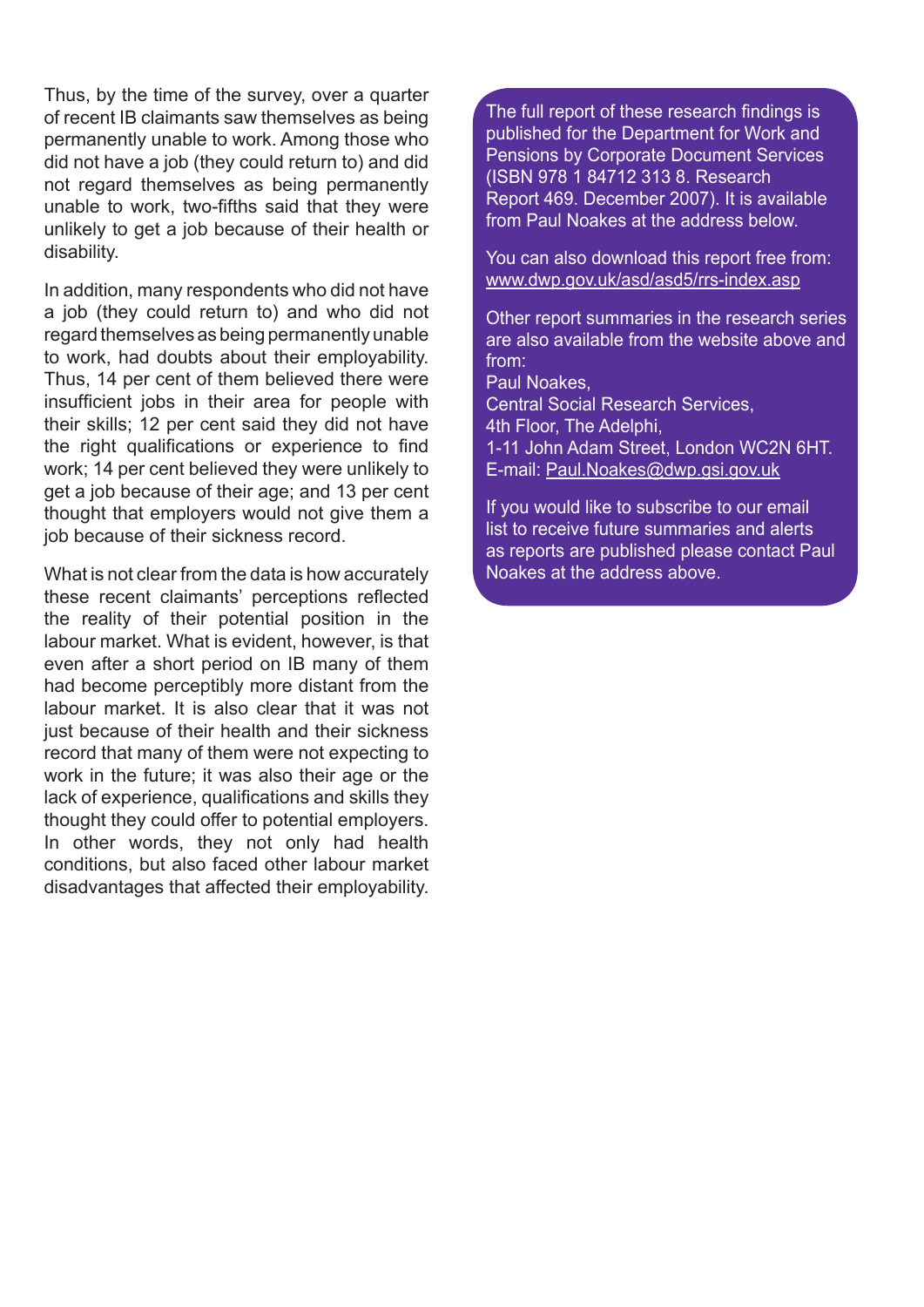Thus, by the time of the survey, over a quarter of recent IB claimants saw themselves as being permanently unable to work. Among those who did not have a job (they could return to) and did not regard themselves as being permanently unable to work, two-fifths said that they were unlikely to get a job because of their health or disability.

In addition, many respondents who did not have a job (they could return to) and who did not regard themselves as being permanently unable to work, had doubts about their employability. Thus, 14 per cent of them believed there were insufficient jobs in their area for people with their skills; 12 per cent said they did not have the right qualifications or experience to find work; 14 per cent believed they were unlikely to get a job because of their age; and 13 per cent thought that employers would not give them a job because of their sickness record.

What is not clear from the data is how accurately these recent claimants' perceptions reflected the reality of their potential position in the labour market. What is evident, however, is that even after a short period on IB many of them had become perceptibly more distant from the labour market. It is also clear that it was not just because of their health and their sickness record that many of them were not expecting to work in the future; it was also their age or the lack of experience, qualifications and skills they thought they could offer to potential employers. In other words, they not only had health conditions, but also faced other labour market disadvantages that affected their employability.

The full report of these research findings is published for the Department for Work and Pensions by Corporate Document Services (ISBN 978 1 84712 313 8. Research Report 469. December 2007). It is available from Paul Noakes at the address below.

You can also download this report free from: www.dwp.gov.uk/asd/asd5/rrs-index.asp

Other report summaries in the research series are also available from the website above and from:
Paul Noakes,
Central Social Research Services,
4th Floor, The Adelphi,
1-11 John Adam Street, London WC2N 6HT.
E-mail: Paul.Noakes@dwp.gsi.gov.uk

If you would like to subscribe to our email list to receive future summaries and alerts as reports are published please contact Paul Noakes at the address above.